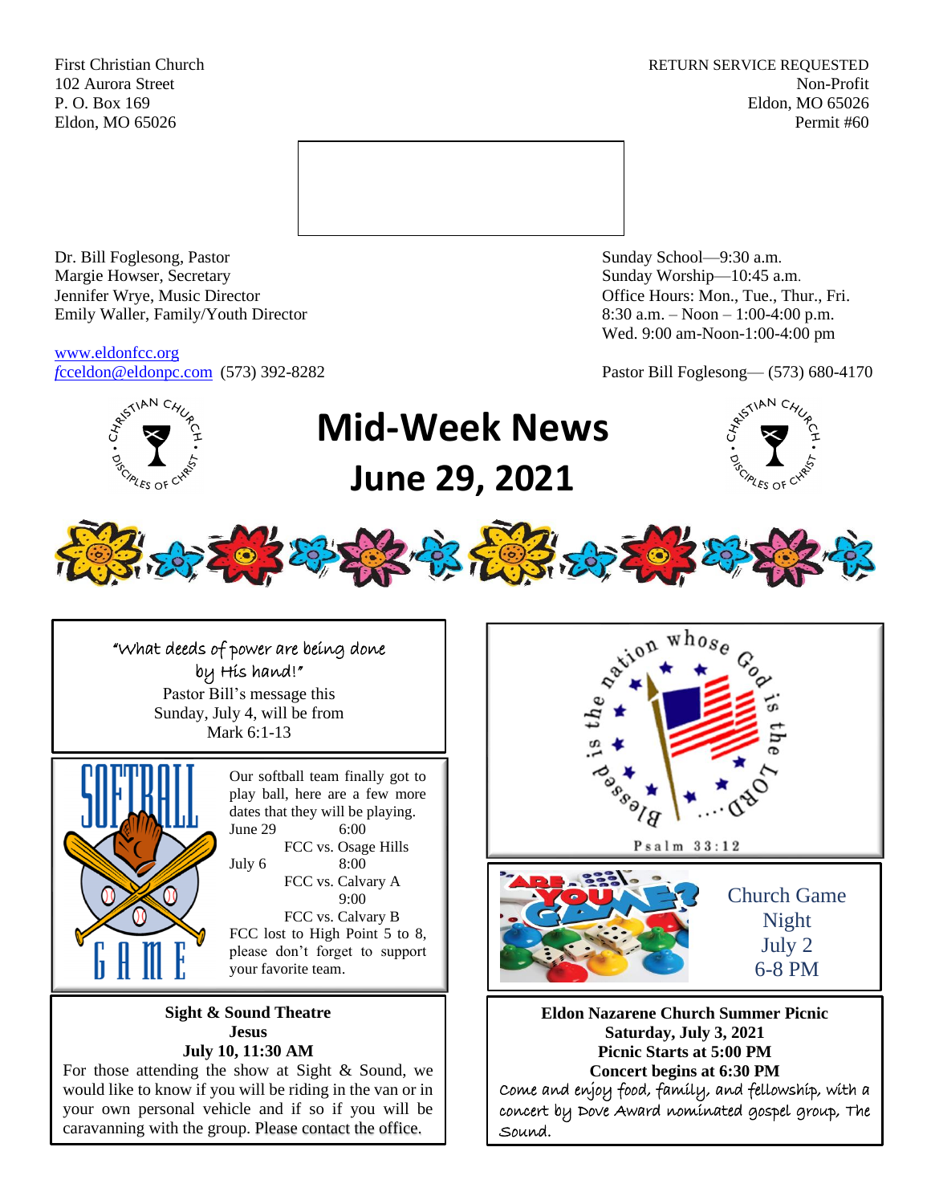First Christian Church
102 Aurora Street
P. O. Box 169
Eldon, MO 65026

RETURN SERVICE REQUESTED
Non-Profit
Eldon, MO 65026
Permit #60

Dr. Bill Foglesong, Pastor
Margie Howser, Secretary
Jennifer Wrye, Music Director
Emily Waller, Family/Youth Director

Sunday School—9:30 a.m.
Sunday Worship—10:45 a.m.
Office Hours: Mon., Tue., Thur., Fri.
8:30 a.m. – Noon – 1:00-4:00 p.m.
Wed. 9:00 am-Noon-1:00-4:00 pm

www.eldonfcc.org
fcceldon@eldonpc.com (573) 392-8282

Pastor Bill Foglesong— (573) 680-4170

# Mid-Week News
# June 29, 2021

"What deeds of power are being done by His hand!"
Pastor Bill's message this Sunday, July 4, will be from Mark 6:1-13

Our softball team finally got to play ball, here are a few more dates that they will be playing.

June 29 6:00
FCC vs. Osage Hills

July 6 8:00
FCC vs. Calvary A
9:00
FCC vs. Calvary B

FCC lost to High Point 5 to 8, please don't forget to support your favorite team.

Blessed is the nation whose God is the LORD....
Psalm 33:12

Church Game Night
July 2
6-8 PM

**Sight & Sound Theatre**
**Jesus**
**July 10, 11:30 AM**

For those attending the show at Sight & Sound, we would like to know if you will be riding in the van or in your own personal vehicle and if so if you will be caravanning with the group. Please contact the office.

**Eldon Nazarene Church Summer Picnic**
**Saturday, July 3, 2021**
**Picnic Starts at 5:00 PM**
**Concert begins at 6:30 PM**

Come and enjoy food, family, and fellowship, with a concert by Dove Award nominated gospel group, The Sound.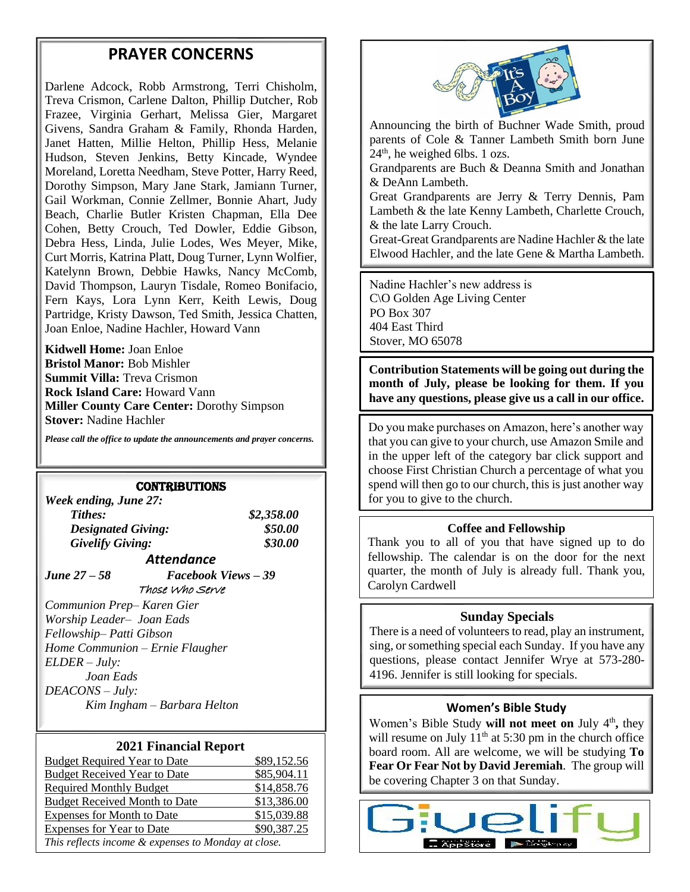## PRAYER CONCERNS

Darlene Adcock, Robb Armstrong, Terri Chisholm, Treva Crismon, Carlene Dalton, Phillip Dutcher, Rob Frazee, Virginia Gerhart, Melissa Gier, Margaret Givens, Sandra Graham & Family, Rhonda Harden, Janet Hatten, Millie Helton, Phillip Hess, Melanie Hudson, Steven Jenkins, Betty Kincade, Wyndee Moreland, Loretta Needham, Steve Potter, Harry Reed, Dorothy Simpson, Mary Jane Stark, Jamiann Turner, Gail Workman, Connie Zellmer, Bonnie Ahart, Judy Beach, Charlie Butler Kristen Chapman, Ella Dee Cohen, Betty Crouch, Ted Dowler, Eddie Gibson, Debra Hess, Linda, Julie Lodes, Wes Meyer, Mike, Curt Morris, Katrina Platt, Doug Turner, Lynn Wolfier, Katelynn Brown, Debbie Hawks, Nancy McComb, David Thompson, Lauryn Tisdale, Romeo Bonifacio, Fern Kays, Lora Lynn Kerr, Keith Lewis, Doug Partridge, Kristy Dawson, Ted Smith, Jessica Chatten, Joan Enloe, Nadine Hachler, Howard Vann

**Kidwell Home:** Joan Enloe
**Bristol Manor:** Bob Mishler
**Summit Villa:** Treva Crismon
**Rock Island Care:** Howard Vann
**Miller County Care Center:** Dorothy Simpson
**Stover:** Nadine Hachler

***Please call the office to update the announcements and prayer concerns.***

### CONTRIBUTIONS

***Week ending, June 27:***

| | |
|---|---|
| ***Tithes:*** | ***$2,358.00*** |
| ***Designated Giving:*** | ***$50.00*** |
| ***Givelify Giving:*** | ***$30.00*** |

### *Attendance*

***June 27 – 58*** ***Facebook Views – 39***

*Those Who Serve*

*Communion Prep– Karen Gier*
*Worship Leader– Joan Eads*
*Fellowship– Patti Gibson*
*Home Communion – Ernie Flaugher*
*ELDER – July:*
*Joan Eads*
*DEACONS – July:*
*Kim Ingham – Barbara Helton*

### 2021 Financial Report

| | |
|---|---|
| Budget Required Year to Date | $89,152.56 |
| Budget Received Year to Date | $85,904.11 |
| Required Monthly Budget | $14,858.76 |
| Budget Received Month to Date | $13,386.00 |
| Expenses for Month to Date | $15,039.88 |
| Expenses for Year to Date | $90,387.25 |

*This reflects income & expenses to Monday at close.*

It's A Boy

Announcing the birth of Buchner Wade Smith, proud parents of Cole & Tanner Lambeth Smith born June 24th, he weighed 6lbs. 1 ozs.
Grandparents are Buch & Deanna Smith and Jonathan & DeAnn Lambeth.
Great Grandparents are Jerry & Terry Dennis, Pam Lambeth & the late Kenny Lambeth, Charlette Crouch, & the late Larry Crouch.
Great-Great Grandparents are Nadine Hachler & the late Elwood Hachler, and the late Gene & Martha Lambeth.

Nadine Hachler's new address is
C\O Golden Age Living Center
PO Box 307
404 East Third
Stover, MO 65078

**Contribution Statements will be going out during the month of July, please be looking for them. If you have any questions, please give us a call in our office.**

Do you make purchases on Amazon, here's another way that you can give to your church, use Amazon Smile and in the upper left of the category bar click support and choose First Christian Church a percentage of what you spend will then go to our church, this is just another way for you to give to the church.

### Coffee and Fellowship

Thank you to all of you that have signed up to do fellowship. The calendar is on the door for the next quarter, the month of July is already full. Thank you, Carolyn Cardwell

### Sunday Specials

There is a need of volunteers to read, play an instrument, sing, or something special each Sunday. If you have any questions, please contact Jennifer Wrye at 573-280-4196. Jennifer is still looking for specials.

### Women's Bible Study

Women's Bible Study **will not meet on** July 4th**,** they will resume on July 11th at 5:30 pm in the church office board room. All are welcome, we will be studying **To Fear Or Fear Not by David Jeremiah**. The group will be covering Chapter 3 on that Sunday.

Givelify